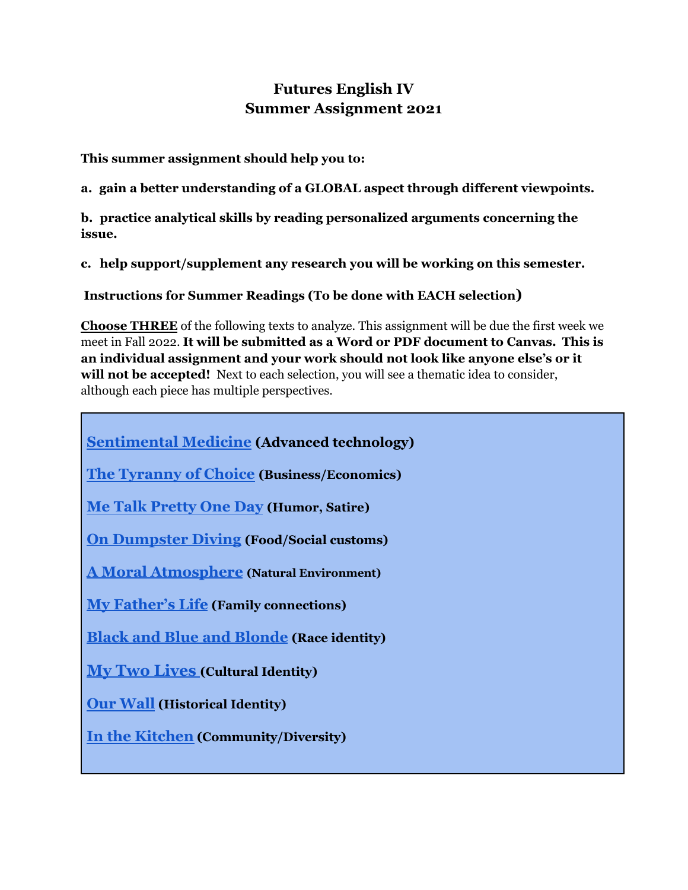# Futures English IV
# Summer Assignment 2021

**This summer assignment should help you to:**

**a. gain a better understanding of a GLOBAL aspect through different viewpoints.**

**b. practice analytical skills by reading personalized arguments concerning the issue.**

**c. help support/supplement any research you will be working on this semester.**

**Instructions for Summer Readings (To be done with EACH selection)**

**Choose THREE** of the following texts to analyze. This assignment will be due the first week we meet in Fall 2022. **It will be submitted as a Word or PDF document to Canvas. This is an individual assignment and your work should not look like anyone else's or it will not be accepted!** Next to each selection, you will see a thematic idea to consider, although each piece has multiple perspectives.

**Sentimental Medicine** **(Advanced technology)**

**The Tyranny of Choice** **(Business/Economics)**

**Me Talk Pretty One Day** **(Humor, Satire)**

**On Dumpster Diving** **(Food/Social customs)**

**A Moral Atmosphere** **(Natural Environment)**

**My Father's Life** **(Family connections)**

**Black and Blue and Blonde** **(Race identity)**

**My Two Lives** **(Cultural Identity)**

**Our Wall** **(Historical Identity)**

**In the Kitchen** **(Community/Diversity)**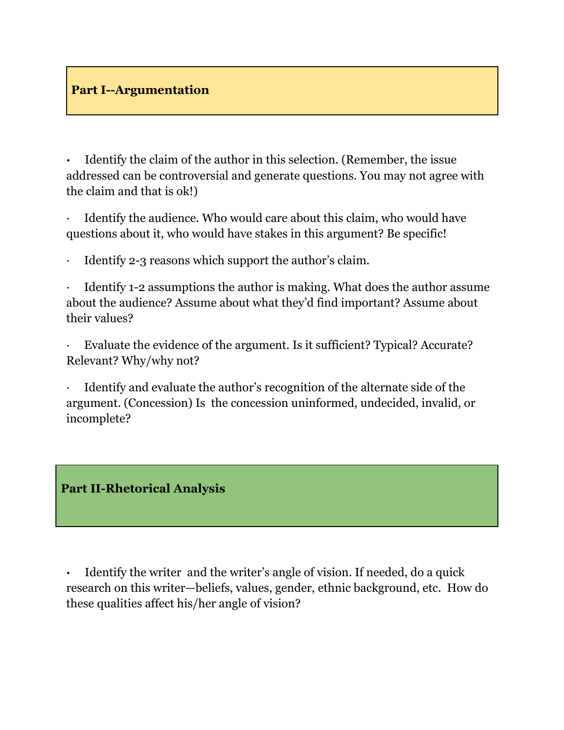## Part I--Argumentation

- Identify the claim of the author in this selection. (Remember, the issue addressed can be controversial and generate questions. You may not agree with the claim and that is ok!)
- Identify the audience. Who would care about this claim, who would have questions about it, who would have stakes in this argument? Be specific!
- Identify 2-3 reasons which support the author's claim.
- Identify 1-2 assumptions the author is making. What does the author assume about the audience? Assume about what they'd find important? Assume about their values?
- Evaluate the evidence of the argument. Is it sufficient? Typical? Accurate? Relevant? Why/why not?
- Identify and evaluate the author's recognition of the alternate side of the argument. (Concession) Is the concession uninformed, undecided, invalid, or incomplete?

## Part II-Rhetorical Analysis

- Identify the writer and the writer's angle of vision. If needed, do a quick research on this writer—beliefs, values, gender, ethnic background, etc. How do these qualities affect his/her angle of vision?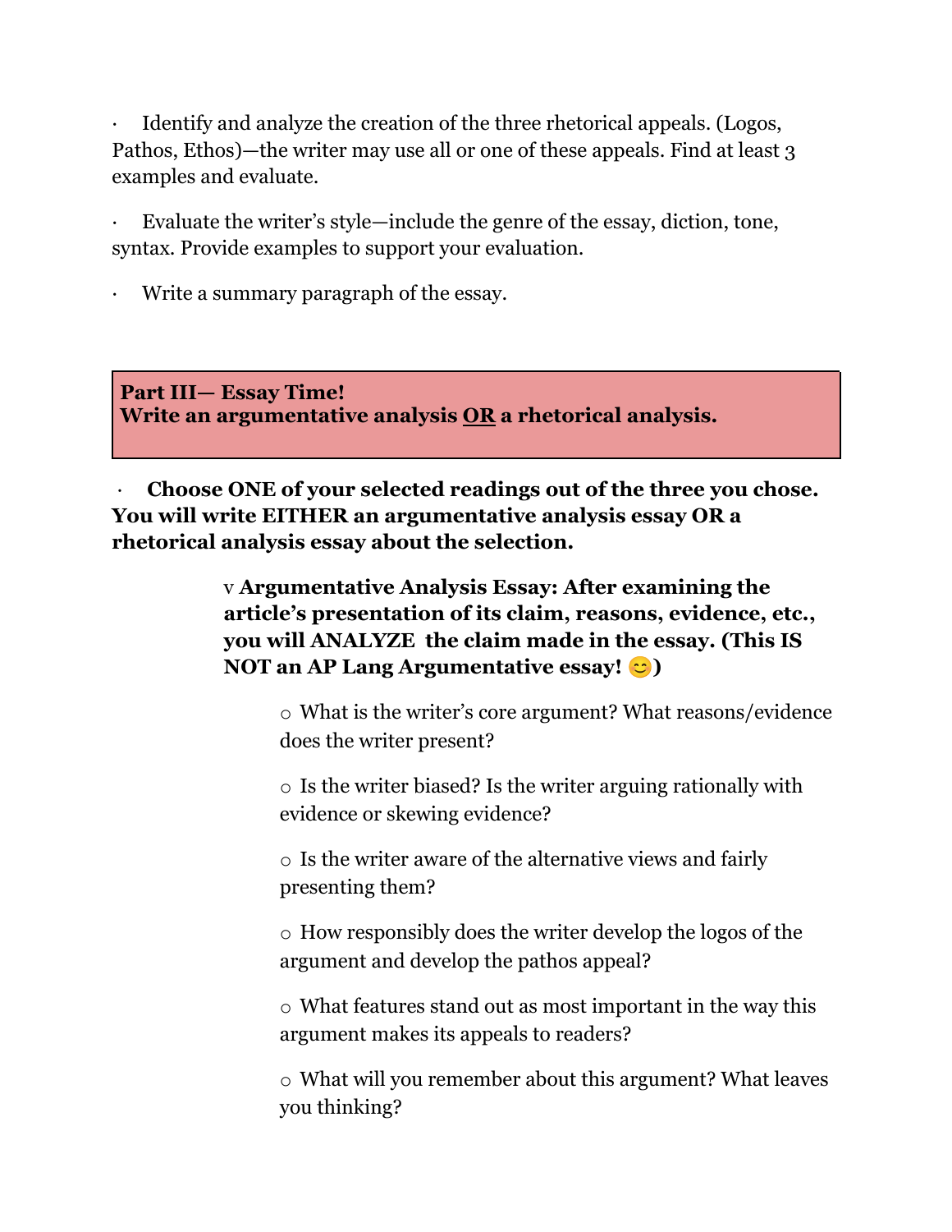- Identify and analyze the creation of the three rhetorical appeals. (Logos, Pathos, Ethos)—the writer may use all or one of these appeals. Find at least 3 examples and evaluate.
- Evaluate the writer's style—include the genre of the essay, diction, tone, syntax. Provide examples to support your evaluation.
- Write a summary paragraph of the essay.

**Part III— Essay Time!**
**Write an argumentative analysis <u>OR</u> a rhetorical analysis.**

- **Choose ONE of your selected readings out of the three you chose. You will write EITHER an argumentative analysis essay OR a rhetorical analysis essay about the selection.**
  - **Argumentative Analysis Essay: After examining the article's presentation of its claim, reasons, evidence, etc., you will ANALYZE the claim made in the essay. (This IS NOT an AP Lang Argumentative essay! 😊)**
    - What is the writer's core argument? What reasons/evidence does the writer present?
    - Is the writer biased? Is the writer arguing rationally with evidence or skewing evidence?
    - Is the writer aware of the alternative views and fairly presenting them?
    - How responsibly does the writer develop the logos of the argument and develop the pathos appeal?
    - What features stand out as most important in the way this argument makes its appeals to readers?
    - What will you remember about this argument? What leaves you thinking?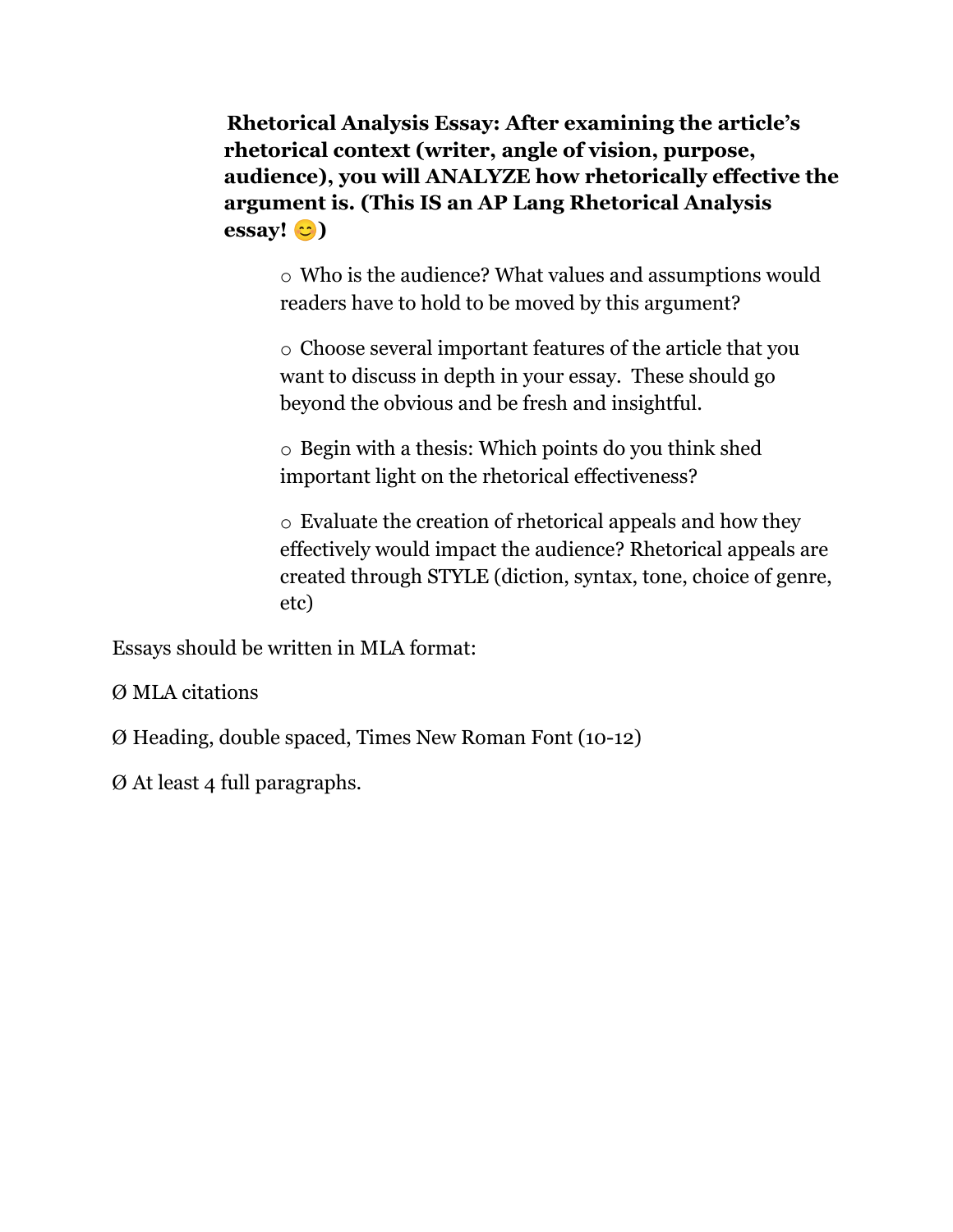**Rhetorical Analysis Essay: After examining the article's rhetorical context (writer, angle of vision, purpose, audience), you will ANALYZE how rhetorically effective the argument is. (This IS an AP Lang Rhetorical Analysis essay! 😊)**

- Who is the audience? What values and assumptions would readers have to hold to be moved by this argument?
- Choose several important features of the article that you want to discuss in depth in your essay. These should go beyond the obvious and be fresh and insightful.
- Begin with a thesis: Which points do you think shed important light on the rhetorical effectiveness?
- Evaluate the creation of rhetorical appeals and how they effectively would impact the audience? Rhetorical appeals are created through STYLE (diction, syntax, tone, choice of genre, etc)

Essays should be written in MLA format:

- MLA citations
- Heading, double spaced, Times New Roman Font (10-12)
- At least 4 full paragraphs.